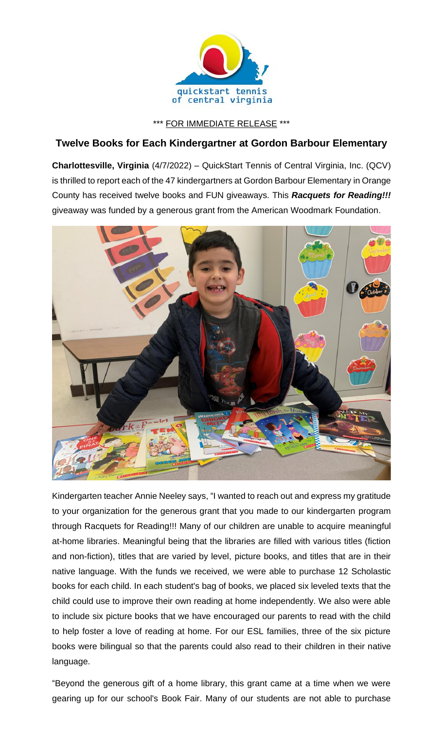quickstart tennis of central virginia

\*\*\* FOR IMMEDIATE RELEASE \*\*\*

## Twelve Books for Each Kindergartner at Gordon Barbour Elementary

**Charlottesville, Virginia** (4/7/2022) – QuickStart Tennis of Central Virginia, Inc. (QCV) is thrilled to report each of the 47 kindergartners at Gordon Barbour Elementary in Orange County has received twelve books and FUN giveaways. This ***Racquets for Reading!!!*** giveaway was funded by a generous grant from the American Woodmark Foundation.

Kindergarten teacher Annie Neeley says, "I wanted to reach out and express my gratitude to your organization for the generous grant that you made to our kindergarten program through Racquets for Reading!!! Many of our children are unable to acquire meaningful at-home libraries. Meaningful being that the libraries are filled with various titles (fiction and non-fiction), titles that are varied by level, picture books, and titles that are in their native language. With the funds we received, we were able to purchase 12 Scholastic books for each child. In each student's bag of books, we placed six leveled texts that the child could use to improve their own reading at home independently. We also were able to include six picture books that we have encouraged our parents to read with the child to help foster a love of reading at home. For our ESL families, three of the six picture books were bilingual so that the parents could also read to their children in their native language.

"Beyond the generous gift of a home library, this grant came at a time when we were gearing up for our school's Book Fair. Many of our students are not able to purchase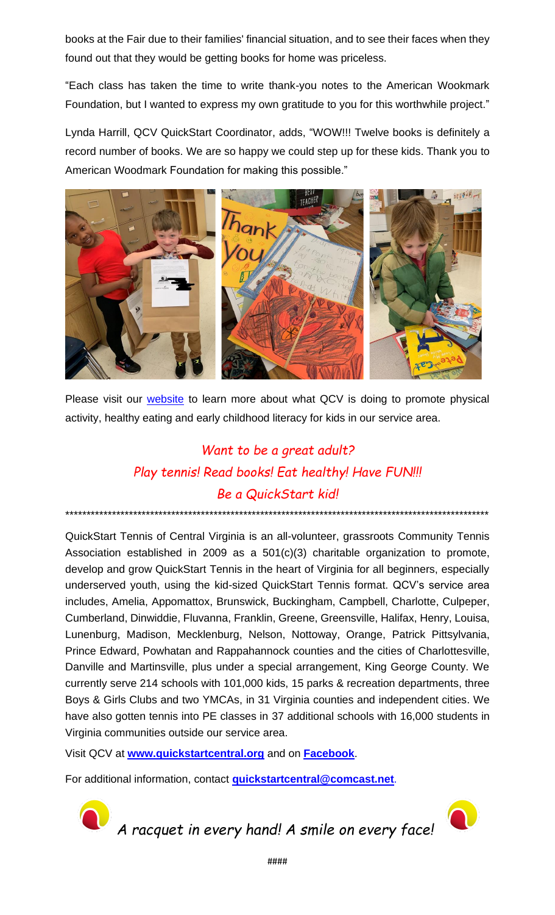books at the Fair due to their families' financial situation, and to see their faces when they found out that they would be getting books for home was priceless.

"Each class has taken the time to write thank-you notes to the American Wookmark Foundation, but I wanted to express my own gratitude to you for this worthwhile project."

Lynda Harrill, QCV QuickStart Coordinator, adds, "WOW!!! Twelve books is definitely a record number of books. We are so happy we could step up for these kids. Thank you to American Woodmark Foundation for making this possible."

Please visit our website to learn more about what QCV is doing to promote physical activity, healthy eating and early childhood literacy for kids in our service area.

*Want to be a great adult?*
*Play tennis! Read books! Eat healthy! Have FUN!!!*
*Be a QuickStart kid!*

****************************************************************************************************

QuickStart Tennis of Central Virginia is an all-volunteer, grassroots Community Tennis Association established in 2009 as a 501(c)(3) charitable organization to promote, develop and grow QuickStart Tennis in the heart of Virginia for all beginners, especially underserved youth, using the kid-sized QuickStart Tennis format. QCV's service area includes, Amelia, Appomattox, Brunswick, Buckingham, Campbell, Charlotte, Culpeper, Cumberland, Dinwiddie, Fluvanna, Franklin, Greene, Greensville, Halifax, Henry, Louisa, Lunenburg, Madison, Mecklenburg, Nelson, Nottoway, Orange, Patrick Pittsylvania, Prince Edward, Powhatan and Rappahannock counties and the cities of Charlottesville, Danville and Martinsville, plus under a special arrangement, King George County. We currently serve 214 schools with 101,000 kids, 15 parks & recreation departments, three Boys & Girls Clubs and two YMCAs, in 31 Virginia counties and independent cities. We have also gotten tennis into PE classes in 37 additional schools with 16,000 students in Virginia communities outside our service area.

Visit QCV at **www.quickstartcentral.org** and on **Facebook**.

For additional information, contact **quickstartcentral@comcast.net**.

*A racquet in every hand! A smile on every face!*

####